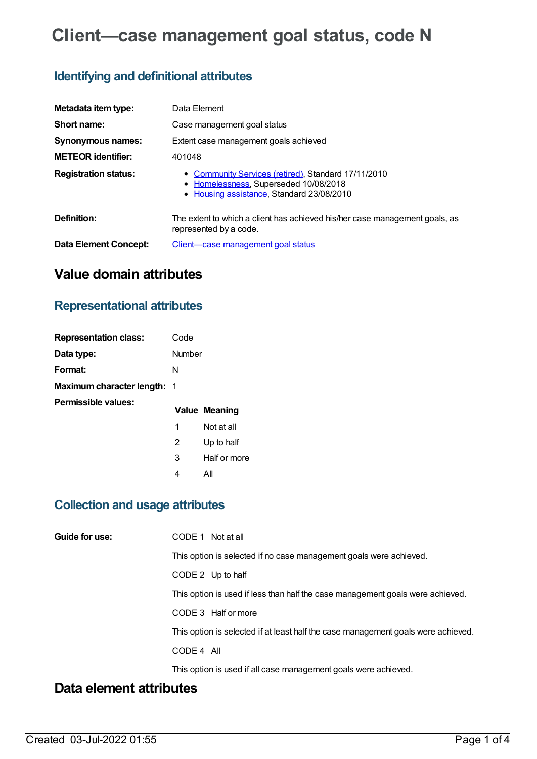# Client—case management goal status, code N

## Identifying and definitional attributes

| | |
|---|---|
| **Metadata item type:** | Data Element |
| **Short name:** | Case management goal status |
| **Synonymous names:** | Extent case management goals achieved |
| **METEOR identifier:** | 401048 |
| **Registration status:** | • Community Services (retired), Standard 17/11/2010<br>• Homelessness, Superseded 10/08/2018<br>• Housing assistance, Standard 23/08/2010 |
| **Definition:** | The extent to which a client has achieved his/her case management goals, as represented by a code. |
| **Data Element Concept:** | Client—case management goal status |

# Value domain attributes

## Representational attributes

| | |
|---|---|
| **Representation class:** | Code |
| **Data type:** | Number |
| **Format:** | N |
| **Maximum character length:** | 1 |

**Permissible values:**

| Value | Meaning |
|---|---|
| 1 | Not at all |
| 2 | Up to half |
| 3 | Half or more |
| 4 | All |

## Collection and usage attributes

**Guide for use:**

CODE 1 Not at all

This option is selected if no case management goals were achieved.

CODE 2 Up to half

This option is used if less than half the case management goals were achieved.

CODE 3 Half or more

This option is selected if at least half the case management goals were achieved.

CODE 4 All

This option is used if all case management goals were achieved.

# Data element attributes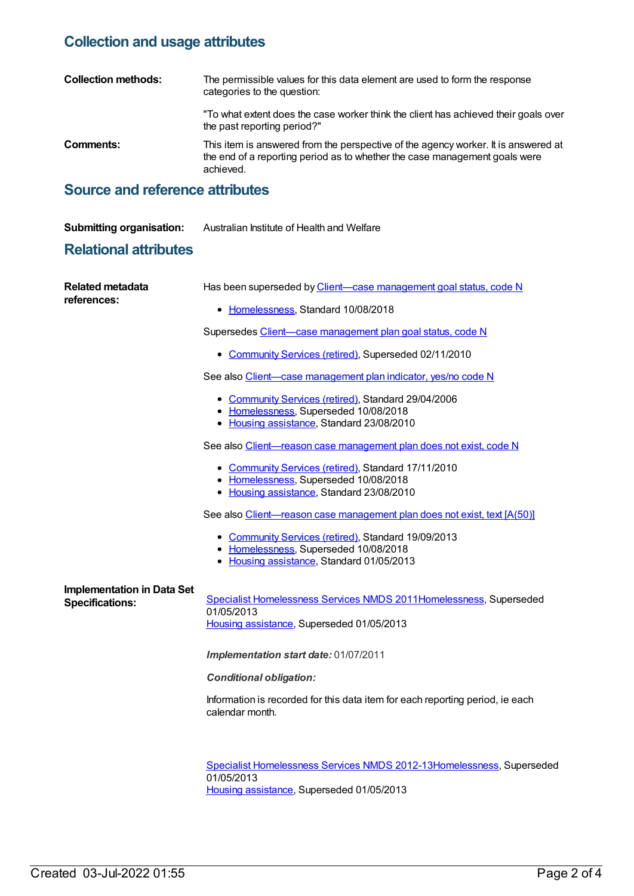## Collection and usage attributes

**Collection methods:** The permissible values for this data element are used to form the response categories to the question:

"To what extent does the case worker think the client has achieved their goals over the past reporting period?"

**Comments:** This item is answered from the perspective of the agency worker. It is answered at the end of a reporting period as to whether the case management goals were achieved.

## Source and reference attributes

**Submitting organisation:** Australian Institute of Health and Welfare

## Relational attributes

**Related metadata references:**

Has been superseded by Client—case management goal status, code N

- Homelessness, Standard 10/08/2018

Supersedes Client—case management plan goal status, code N

- Community Services (retired), Superseded 02/11/2010

See also Client—case management plan indicator, yes/no code N

- Community Services (retired), Standard 29/04/2006
- Homelessness, Superseded 10/08/2018
- Housing assistance, Standard 23/08/2010

See also Client—reason case management plan does not exist, code N

- Community Services (retired), Standard 17/11/2010
- Homelessness, Superseded 10/08/2018
- Housing assistance, Standard 23/08/2010

See also Client—reason case management plan does not exist, text [A(50)]

- Community Services (retired), Standard 19/09/2013
- Homelessness, Superseded 10/08/2018
- Housing assistance, Standard 01/05/2013

**Implementation in Data Set Specifications:**

Specialist Homelessness Services NMDS 2011Homelessness, Superseded 01/05/2013
Housing assistance, Superseded 01/05/2013

***Implementation start date:*** 01/07/2011

***Conditional obligation:***

Information is recorded for this data item for each reporting period, ie each calendar month.

Specialist Homelessness Services NMDS 2012-13Homelessness, Superseded 01/05/2013
Housing assistance, Superseded 01/05/2013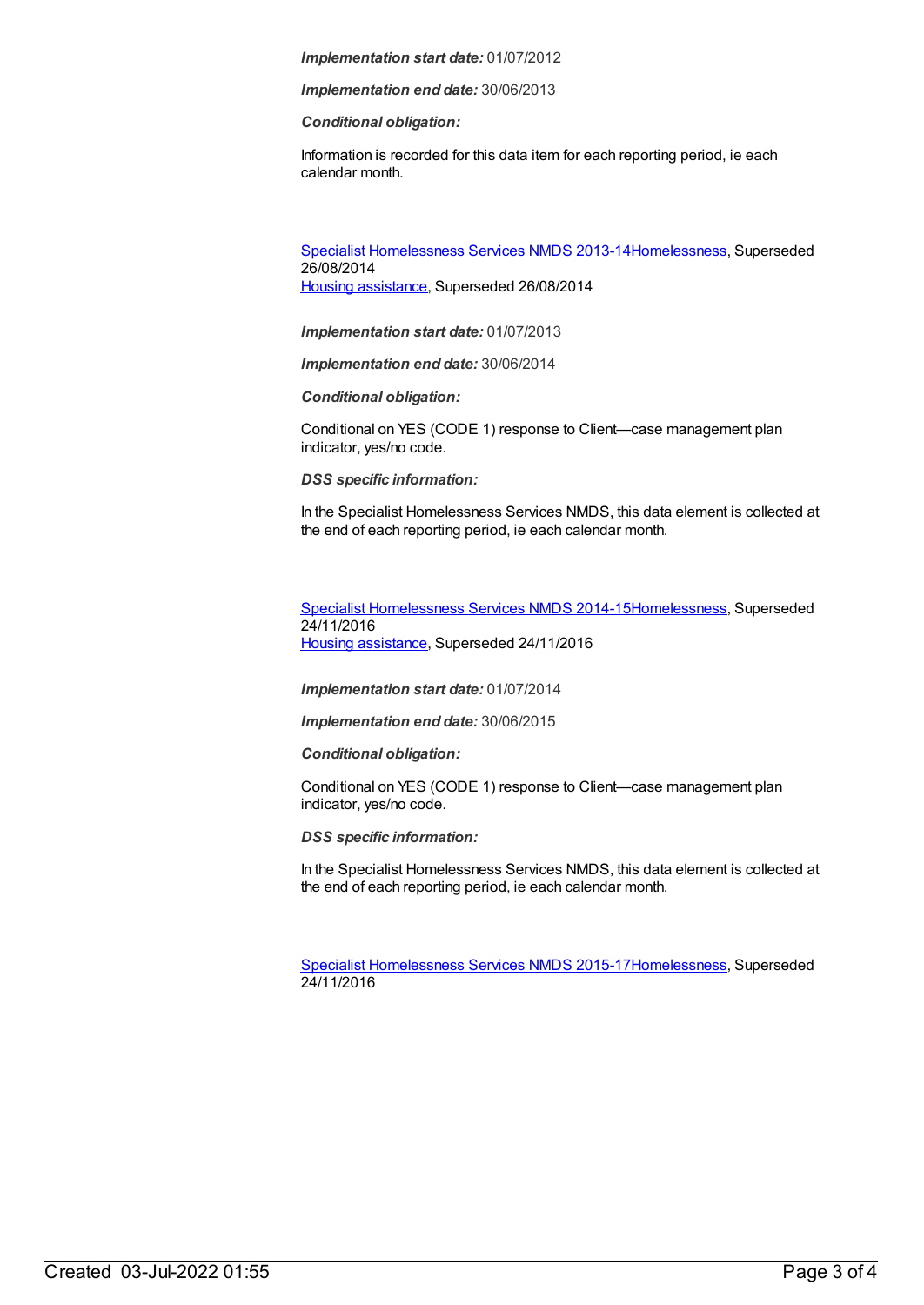***Implementation start date:*** 01/07/2012

***Implementation end date:*** 30/06/2013

***Conditional obligation:***

Information is recorded for this data item for each reporting period, ie each calendar month.

Specialist Homelessness Services NMDS 2013-14Homelessness, Superseded 26/08/2014
Housing assistance, Superseded 26/08/2014

***Implementation start date:*** 01/07/2013

***Implementation end date:*** 30/06/2014

***Conditional obligation:***

Conditional on YES (CODE 1) response to Client—case management plan indicator, yes/no code.

***DSS specific information:***

In the Specialist Homelessness Services NMDS, this data element is collected at the end of each reporting period, ie each calendar month.

Specialist Homelessness Services NMDS 2014-15Homelessness, Superseded 24/11/2016
Housing assistance, Superseded 24/11/2016

***Implementation start date:*** 01/07/2014

***Implementation end date:*** 30/06/2015

***Conditional obligation:***

Conditional on YES (CODE 1) response to Client—case management plan indicator, yes/no code.

***DSS specific information:***

In the Specialist Homelessness Services NMDS, this data element is collected at the end of each reporting period, ie each calendar month.

Specialist Homelessness Services NMDS 2015-17Homelessness, Superseded 24/11/2016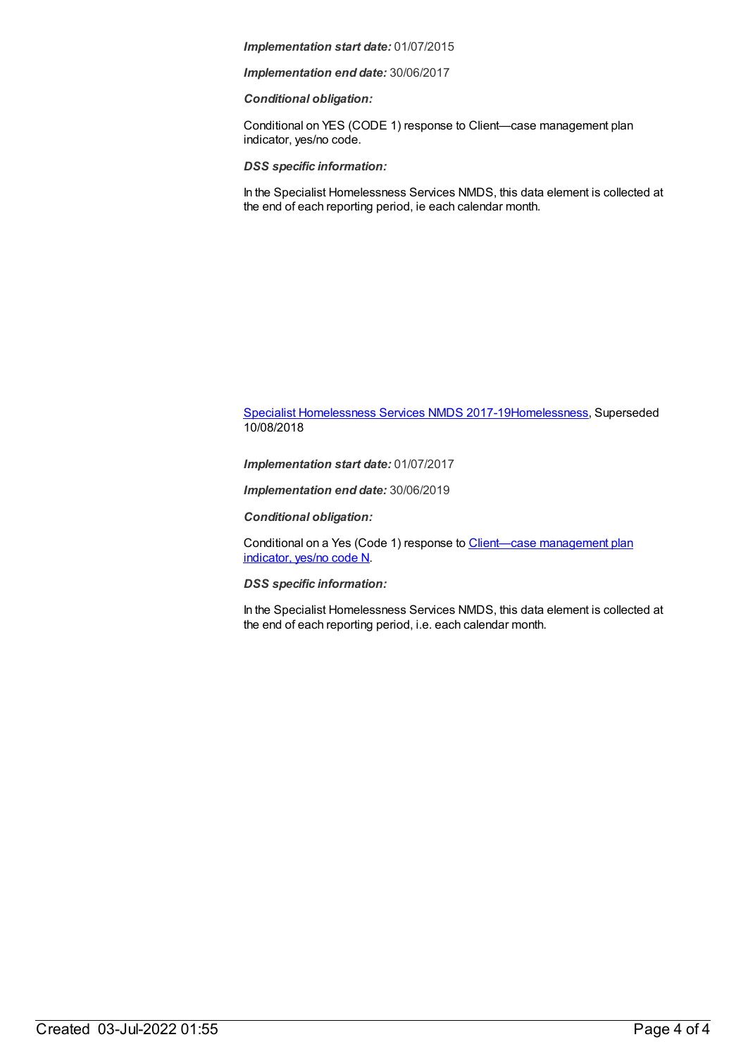***Implementation start date:*** 01/07/2015

***Implementation end date:*** 30/06/2017

***Conditional obligation:***

Conditional on YES (CODE 1) response to Client—case management plan indicator, yes/no code.

***DSS specific information:***

In the Specialist Homelessness Services NMDS, this data element is collected at the end of each reporting period, ie each calendar month.

Specialist Homelessness Services NMDS 2017-19Homelessness, Superseded 10/08/2018

***Implementation start date:*** 01/07/2017

***Implementation end date:*** 30/06/2019

***Conditional obligation:***

Conditional on a Yes (Code 1) response to Client—case management plan indicator, yes/no code N.

***DSS specific information:***

In the Specialist Homelessness Services NMDS, this data element is collected at the end of each reporting period, i.e. each calendar month.